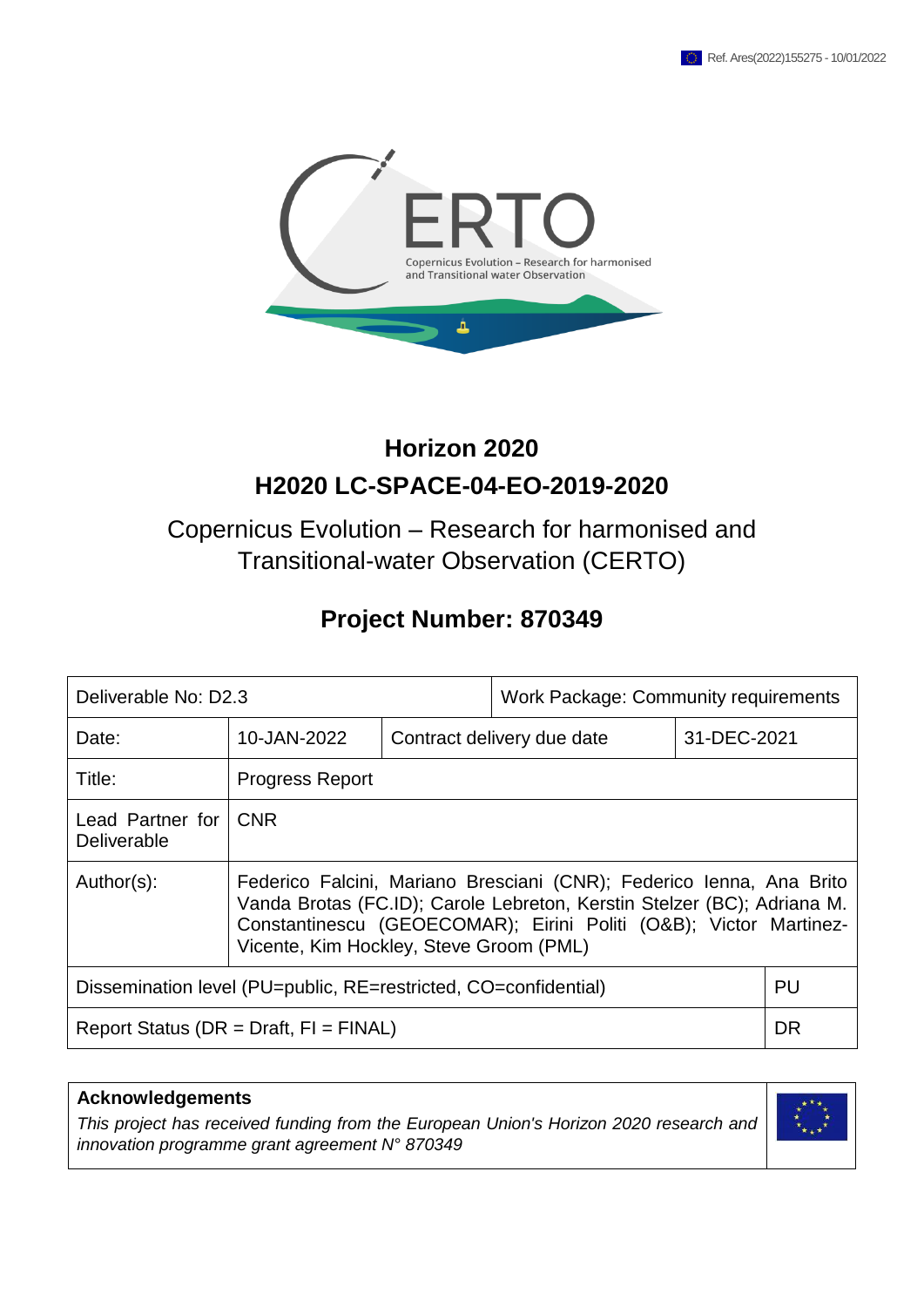Ref. Ares(2022)155275 - 10/01/2022

# Horizon 2020

# H2020 LC-SPACE-04-EO-2019-2020

Copernicus Evolution – Research for harmonised and Transitional-water Observation (CERTO)

## Project Number: 870349

| Deliverable No: D2.3 | | Work Package: Community requirements | | |
|---|---|---|---|---|
| Date: | 10-JAN-2022 | Contract delivery due date | 31-DEC-2021 | |
| Title: | Progress Report | | | |
| Lead Partner for Deliverable | CNR | | | |
| Author(s): | Federico Falcini, Mariano Bresciani (CNR); Federico Ienna, Ana Brito Vanda Brotas (FC.ID); Carole Lebreton, Kerstin Stelzer (BC); Adriana M. Constantinescu (GEOECOMAR); Eirini Politi (O&B); Victor Martinez-Vicente, Kim Hockley, Steve Groom (PML) | | | |
| Dissemination level (PU=public, RE=restricted, CO=confidential) | | | | PU |
| Report Status (DR = Draft, FI = FINAL) | | | | DR |

**Acknowledgements**

*This project has received funding from the European Union's Horizon 2020 research and innovation programme grant agreement N° 870349*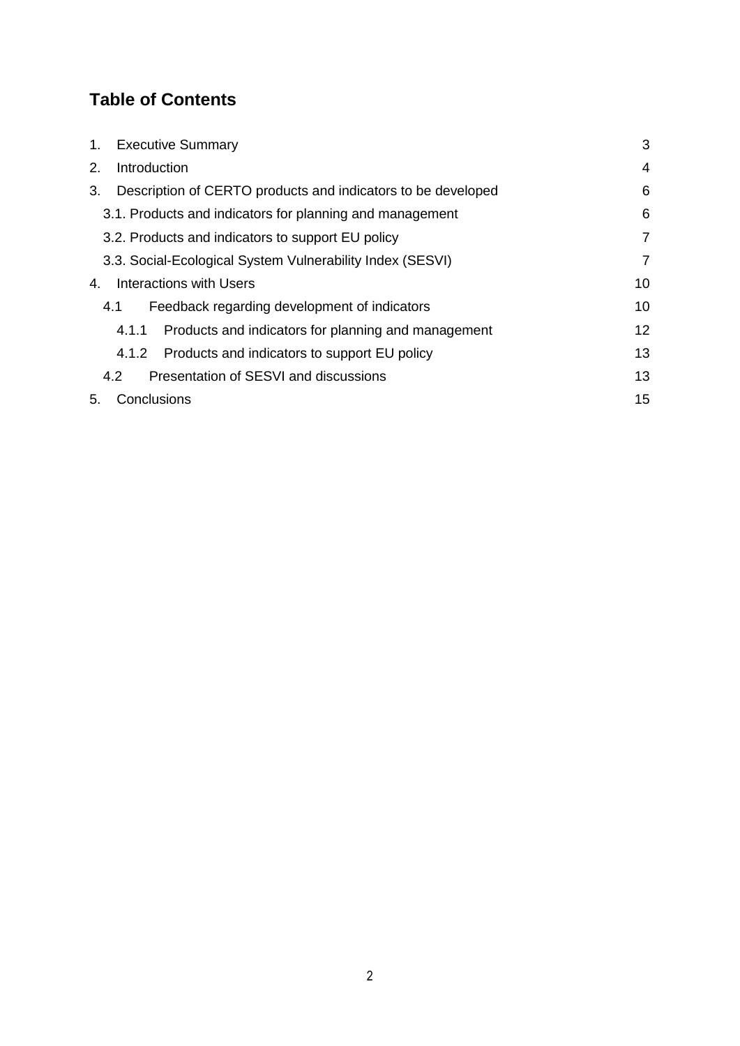## Table of Contents

1. Executive Summary 3
2. Introduction 4
3. Description of CERTO products and indicators to be developed 6
   - 3.1. Products and indicators for planning and management 6
   - 3.2. Products and indicators to support EU policy 7
   - 3.3. Social-Ecological System Vulnerability Index (SESVI) 7
4. Interactions with Users 10
   - 4.1 Feedback regarding development of indicators 10
     - 4.1.1 Products and indicators for planning and management 12
     - 4.1.2 Products and indicators to support EU policy 13
   - 4.2 Presentation of SESVI and discussions 13
5. Conclusions 15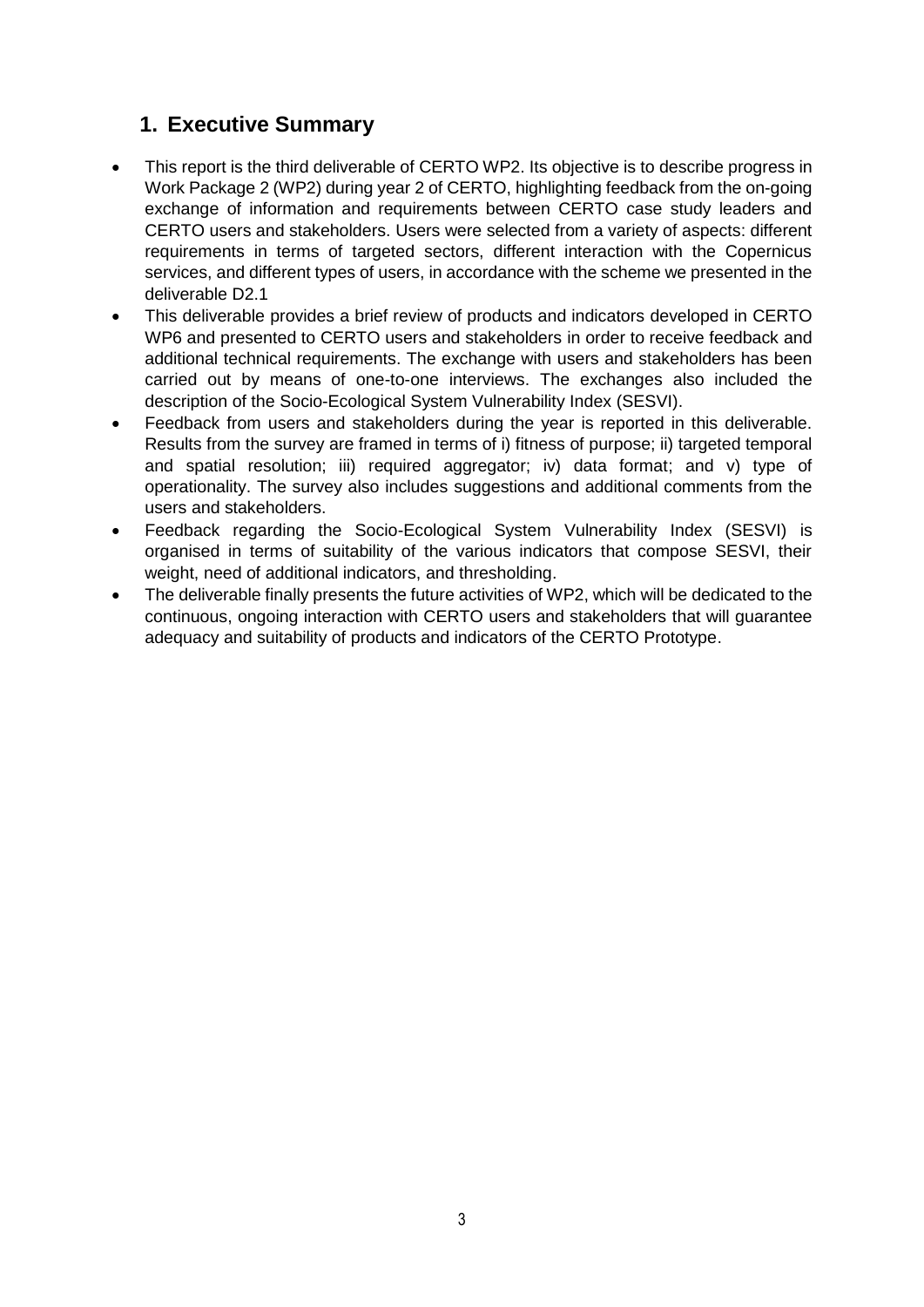## 1. Executive Summary

- This report is the third deliverable of CERTO WP2. Its objective is to describe progress in Work Package 2 (WP2) during year 2 of CERTO, highlighting feedback from the on-going exchange of information and requirements between CERTO case study leaders and CERTO users and stakeholders. Users were selected from a variety of aspects: different requirements in terms of targeted sectors, different interaction with the Copernicus services, and different types of users, in accordance with the scheme we presented in the deliverable D2.1
- This deliverable provides a brief review of products and indicators developed in CERTO WP6 and presented to CERTO users and stakeholders in order to receive feedback and additional technical requirements. The exchange with users and stakeholders has been carried out by means of one-to-one interviews. The exchanges also included the description of the Socio-Ecological System Vulnerability Index (SESVI).
- Feedback from users and stakeholders during the year is reported in this deliverable. Results from the survey are framed in terms of i) fitness of purpose; ii) targeted temporal and spatial resolution; iii) required aggregator; iv) data format; and v) type of operationality. The survey also includes suggestions and additional comments from the users and stakeholders.
- Feedback regarding the Socio-Ecological System Vulnerability Index (SESVI) is organised in terms of suitability of the various indicators that compose SESVI, their weight, need of additional indicators, and thresholding.
- The deliverable finally presents the future activities of WP2, which will be dedicated to the continuous, ongoing interaction with CERTO users and stakeholders that will guarantee adequacy and suitability of products and indicators of the CERTO Prototype.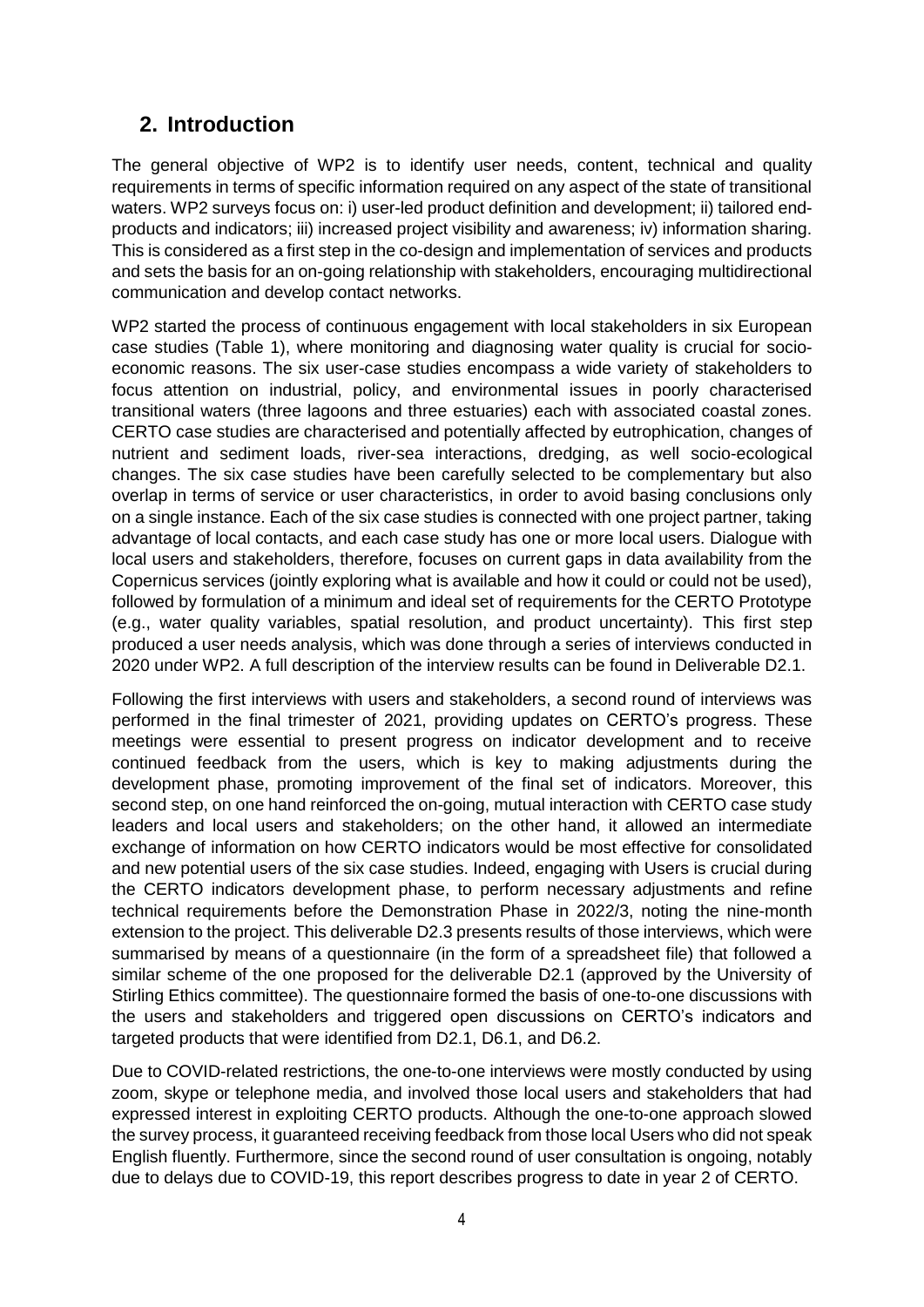## 2. Introduction

The general objective of WP2 is to identify user needs, content, technical and quality requirements in terms of specific information required on any aspect of the state of transitional waters. WP2 surveys focus on: i) user-led product definition and development; ii) tailored end-products and indicators; iii) increased project visibility and awareness; iv) information sharing. This is considered as a first step in the co-design and implementation of services and products and sets the basis for an on-going relationship with stakeholders, encouraging multidirectional communication and develop contact networks.

WP2 started the process of continuous engagement with local stakeholders in six European case studies (Table 1), where monitoring and diagnosing water quality is crucial for socio-economic reasons. The six user-case studies encompass a wide variety of stakeholders to focus attention on industrial, policy, and environmental issues in poorly characterised transitional waters (three lagoons and three estuaries) each with associated coastal zones. CERTO case studies are characterised and potentially affected by eutrophication, changes of nutrient and sediment loads, river-sea interactions, dredging, as well socio-ecological changes. The six case studies have been carefully selected to be complementary but also overlap in terms of service or user characteristics, in order to avoid basing conclusions only on a single instance. Each of the six case studies is connected with one project partner, taking advantage of local contacts, and each case study has one or more local users. Dialogue with local users and stakeholders, therefore, focuses on current gaps in data availability from the Copernicus services (jointly exploring what is available and how it could or could not be used), followed by formulation of a minimum and ideal set of requirements for the CERTO Prototype (e.g., water quality variables, spatial resolution, and product uncertainty). This first step produced a user needs analysis, which was done through a series of interviews conducted in 2020 under WP2. A full description of the interview results can be found in Deliverable D2.1.

Following the first interviews with users and stakeholders, a second round of interviews was performed in the final trimester of 2021, providing updates on CERTO's progress. These meetings were essential to present progress on indicator development and to receive continued feedback from the users, which is key to making adjustments during the development phase, promoting improvement of the final set of indicators. Moreover, this second step, on one hand reinforced the on-going, mutual interaction with CERTO case study leaders and local users and stakeholders; on the other hand, it allowed an intermediate exchange of information on how CERTO indicators would be most effective for consolidated and new potential users of the six case studies. Indeed, engaging with Users is crucial during the CERTO indicators development phase, to perform necessary adjustments and refine technical requirements before the Demonstration Phase in 2022/3, noting the nine-month extension to the project. This deliverable D2.3 presents results of those interviews, which were summarised by means of a questionnaire (in the form of a spreadsheet file) that followed a similar scheme of the one proposed for the deliverable D2.1 (approved by the University of Stirling Ethics committee). The questionnaire formed the basis of one-to-one discussions with the users and stakeholders and triggered open discussions on CERTO's indicators and targeted products that were identified from D2.1, D6.1, and D6.2.

Due to COVID-related restrictions, the one-to-one interviews were mostly conducted by using zoom, skype or telephone media, and involved those local users and stakeholders that had expressed interest in exploiting CERTO products. Although the one-to-one approach slowed the survey process, it guaranteed receiving feedback from those local Users who did not speak English fluently. Furthermore, since the second round of user consultation is ongoing, notably due to delays due to COVID-19, this report describes progress to date in year 2 of CERTO.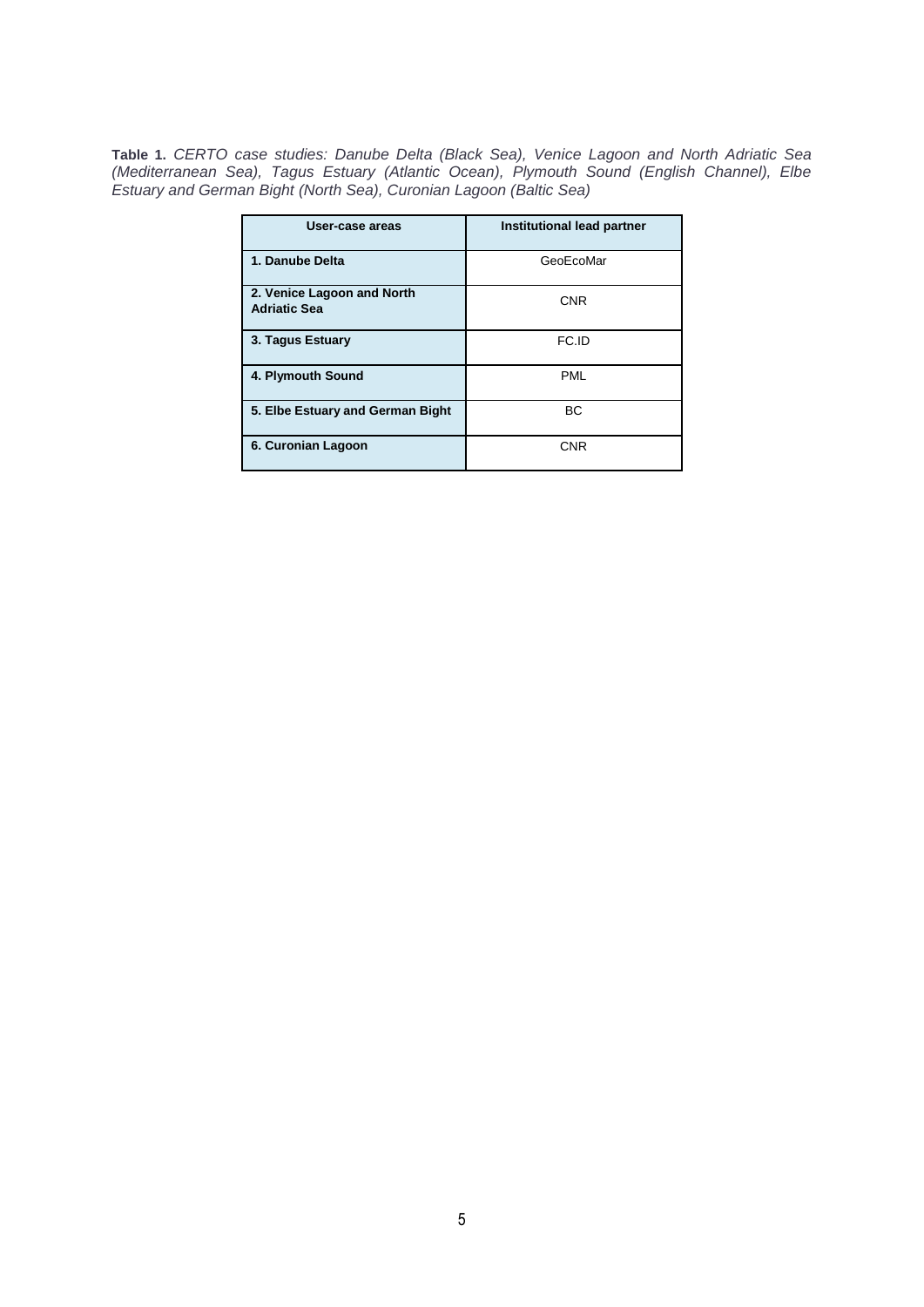**Table 1.** *CERTO case studies: Danube Delta (Black Sea), Venice Lagoon and North Adriatic Sea (Mediterranean Sea), Tagus Estuary (Atlantic Ocean), Plymouth Sound (English Channel), Elbe Estuary and German Bight (North Sea), Curonian Lagoon (Baltic Sea)*

| User-case areas | Institutional lead partner |
|---|---|
| **1. Danube Delta** | GeoEcoMar |
| **2. Venice Lagoon and North Adriatic Sea** | CNR |
| **3. Tagus Estuary** | FC.ID |
| **4. Plymouth Sound** | PML |
| **5. Elbe Estuary and German Bight** | BC |
| **6. Curonian Lagoon** | CNR |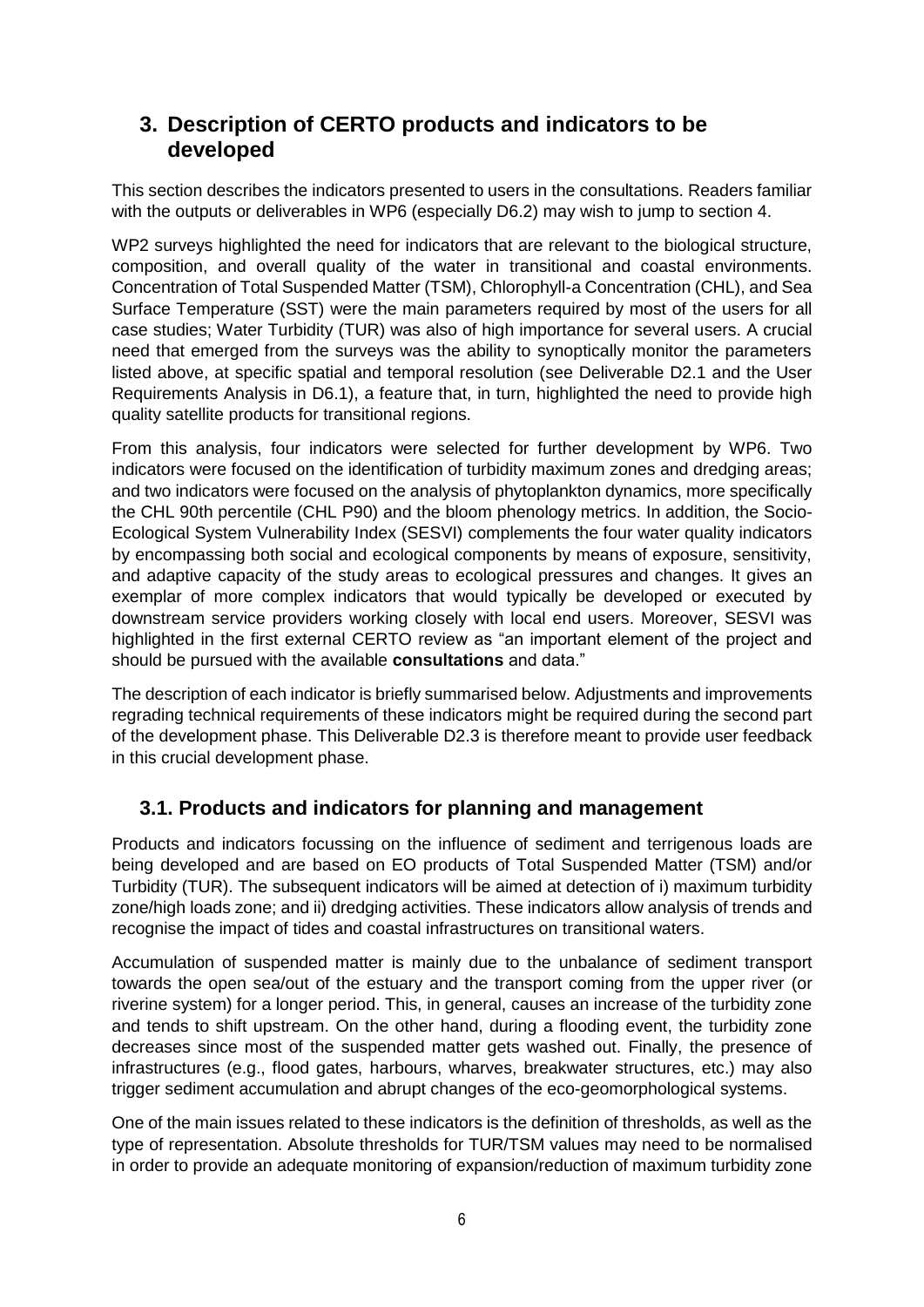## 3. Description of CERTO products and indicators to be developed

This section describes the indicators presented to users in the consultations. Readers familiar with the outputs or deliverables in WP6 (especially D6.2) may wish to jump to section 4.

WP2 surveys highlighted the need for indicators that are relevant to the biological structure, composition, and overall quality of the water in transitional and coastal environments. Concentration of Total Suspended Matter (TSM), Chlorophyll-a Concentration (CHL), and Sea Surface Temperature (SST) were the main parameters required by most of the users for all case studies; Water Turbidity (TUR) was also of high importance for several users. A crucial need that emerged from the surveys was the ability to synoptically monitor the parameters listed above, at specific spatial and temporal resolution (see Deliverable D2.1 and the User Requirements Analysis in D6.1), a feature that, in turn, highlighted the need to provide high quality satellite products for transitional regions.

From this analysis, four indicators were selected for further development by WP6. Two indicators were focused on the identification of turbidity maximum zones and dredging areas; and two indicators were focused on the analysis of phytoplankton dynamics, more specifically the CHL 90th percentile (CHL P90) and the bloom phenology metrics. In addition, the Socio-Ecological System Vulnerability Index (SESVI) complements the four water quality indicators by encompassing both social and ecological components by means of exposure, sensitivity, and adaptive capacity of the study areas to ecological pressures and changes. It gives an exemplar of more complex indicators that would typically be developed or executed by downstream service providers working closely with local end users. Moreover, SESVI was highlighted in the first external CERTO review as "an important element of the project and should be pursued with the available **consultations** and data."

The description of each indicator is briefly summarised below. Adjustments and improvements regrading technical requirements of these indicators might be required during the second part of the development phase. This Deliverable D2.3 is therefore meant to provide user feedback in this crucial development phase.

### 3.1. Products and indicators for planning and management

Products and indicators focussing on the influence of sediment and terrigenous loads are being developed and are based on EO products of Total Suspended Matter (TSM) and/or Turbidity (TUR). The subsequent indicators will be aimed at detection of i) maximum turbidity zone/high loads zone; and ii) dredging activities. These indicators allow analysis of trends and recognise the impact of tides and coastal infrastructures on transitional waters.

Accumulation of suspended matter is mainly due to the unbalance of sediment transport towards the open sea/out of the estuary and the transport coming from the upper river (or riverine system) for a longer period. This, in general, causes an increase of the turbidity zone and tends to shift upstream. On the other hand, during a flooding event, the turbidity zone decreases since most of the suspended matter gets washed out. Finally, the presence of infrastructures (e.g., flood gates, harbours, wharves, breakwater structures, etc.) may also trigger sediment accumulation and abrupt changes of the eco-geomorphological systems.

One of the main issues related to these indicators is the definition of thresholds, as well as the type of representation. Absolute thresholds for TUR/TSM values may need to be normalised in order to provide an adequate monitoring of expansion/reduction of maximum turbidity zone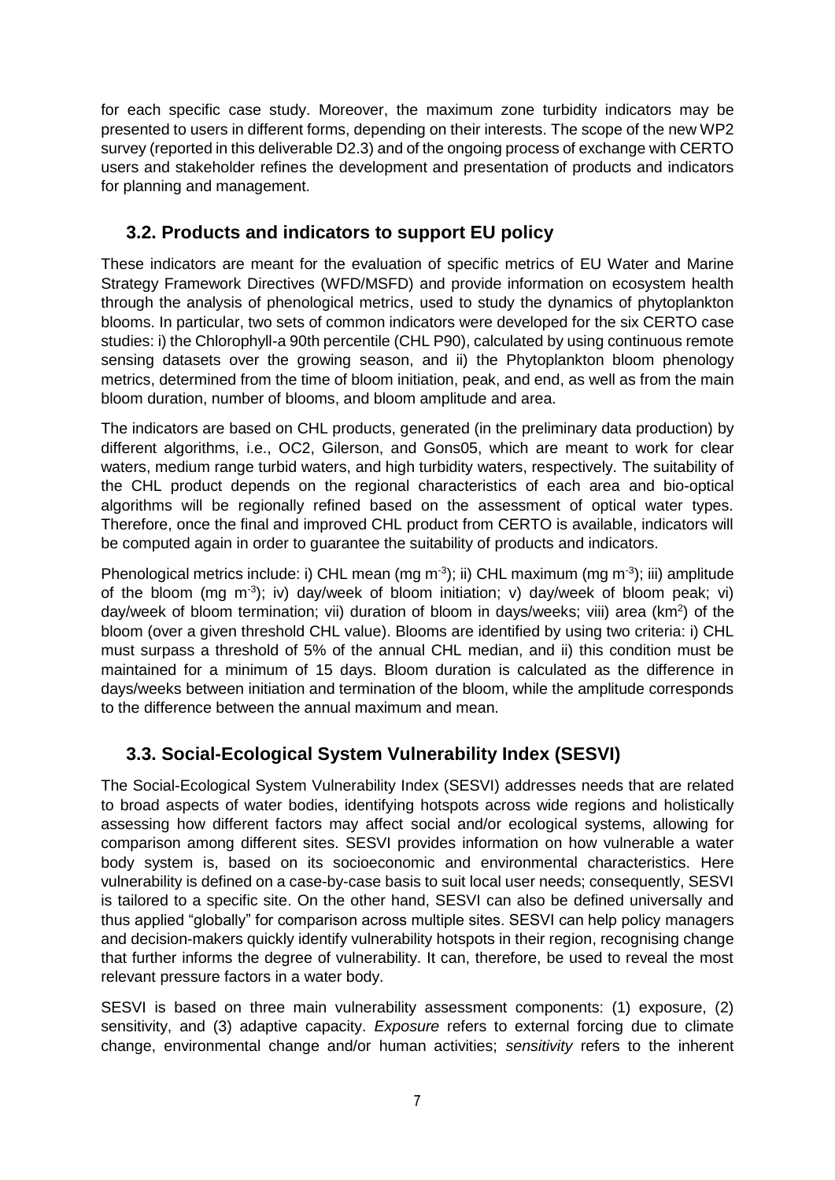for each specific case study. Moreover, the maximum zone turbidity indicators may be presented to users in different forms, depending on their interests. The scope of the new WP2 survey (reported in this deliverable D2.3) and of the ongoing process of exchange with CERTO users and stakeholder refines the development and presentation of products and indicators for planning and management.

## 3.2. Products and indicators to support EU policy

These indicators are meant for the evaluation of specific metrics of EU Water and Marine Strategy Framework Directives (WFD/MSFD) and provide information on ecosystem health through the analysis of phenological metrics, used to study the dynamics of phytoplankton blooms. In particular, two sets of common indicators were developed for the six CERTO case studies: i) the Chlorophyll-a 90th percentile (CHL P90), calculated by using continuous remote sensing datasets over the growing season, and ii) the Phytoplankton bloom phenology metrics, determined from the time of bloom initiation, peak, and end, as well as from the main bloom duration, number of blooms, and bloom amplitude and area.

The indicators are based on CHL products, generated (in the preliminary data production) by different algorithms, i.e., OC2, Gilerson, and Gons05, which are meant to work for clear waters, medium range turbid waters, and high turbidity waters, respectively. The suitability of the CHL product depends on the regional characteristics of each area and bio-optical algorithms will be regionally refined based on the assessment of optical water types. Therefore, once the final and improved CHL product from CERTO is available, indicators will be computed again in order to guarantee the suitability of products and indicators.

Phenological metrics include: i) CHL mean (mg $m^{-3}$); ii) CHL maximum (mg $m^{-3}$); iii) amplitude of the bloom (mg $m^{-3}$); iv) day/week of bloom initiation; v) day/week of bloom peak; vi) day/week of bloom termination; vii) duration of bloom in days/weeks; viii) area ($km^2$) of the bloom (over a given threshold CHL value). Blooms are identified by using two criteria: i) CHL must surpass a threshold of 5% of the annual CHL median, and ii) this condition must be maintained for a minimum of 15 days. Bloom duration is calculated as the difference in days/weeks between initiation and termination of the bloom, while the amplitude corresponds to the difference between the annual maximum and mean.

## 3.3. Social-Ecological System Vulnerability Index (SESVI)

The Social-Ecological System Vulnerability Index (SESVI) addresses needs that are related to broad aspects of water bodies, identifying hotspots across wide regions and holistically assessing how different factors may affect social and/or ecological systems, allowing for comparison among different sites. SESVI provides information on how vulnerable a water body system is, based on its socioeconomic and environmental characteristics. Here vulnerability is defined on a case-by-case basis to suit local user needs; consequently, SESVI is tailored to a specific site. On the other hand, SESVI can also be defined universally and thus applied “globally” for comparison across multiple sites. SESVI can help policy managers and decision-makers quickly identify vulnerability hotspots in their region, recognising change that further informs the degree of vulnerability. It can, therefore, be used to reveal the most relevant pressure factors in a water body.

SESVI is based on three main vulnerability assessment components: (1) exposure, (2) sensitivity, and (3) adaptive capacity. *Exposure* refers to external forcing due to climate change, environmental change and/or human activities; *sensitivity* refers to the inherent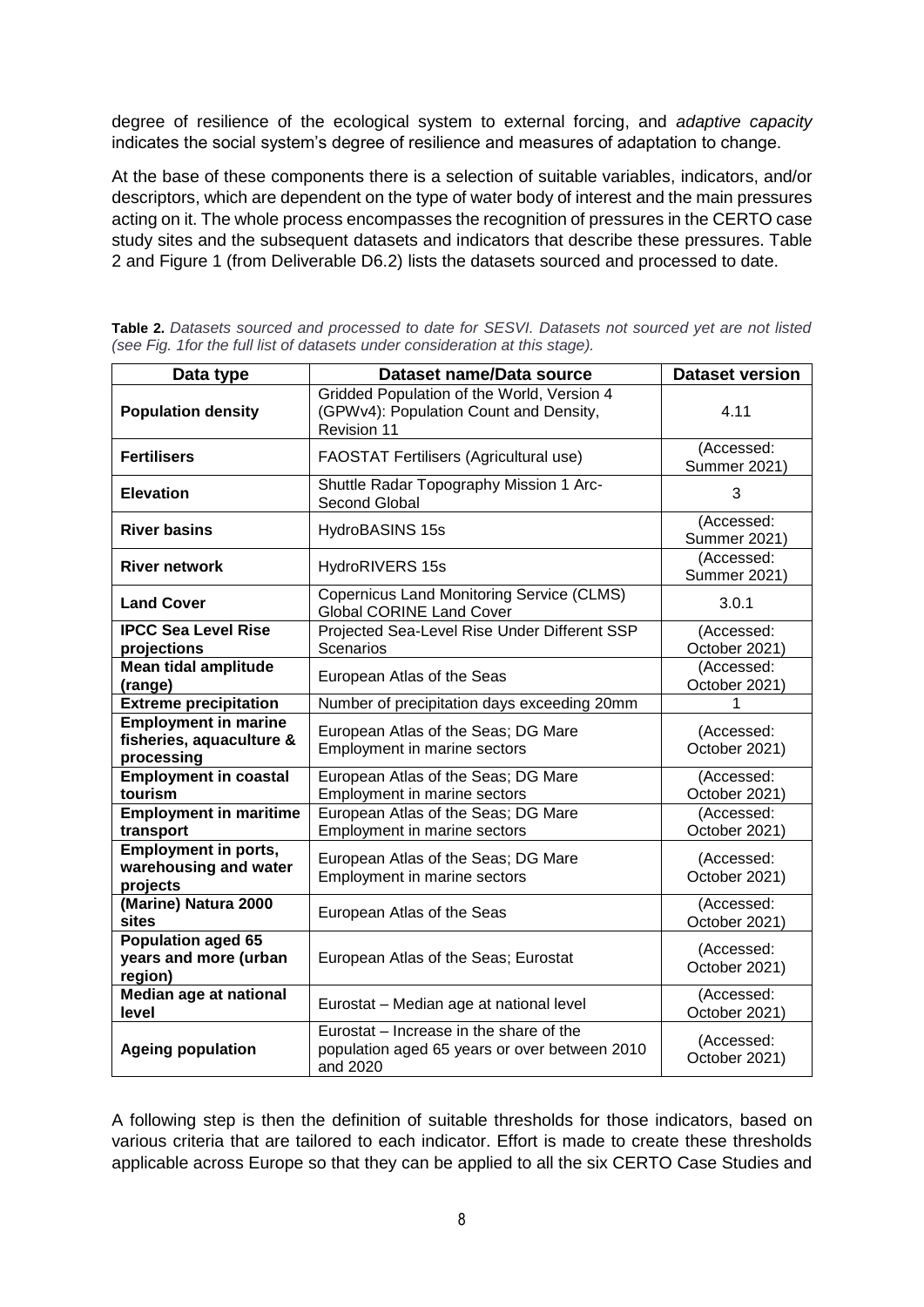degree of resilience of the ecological system to external forcing, and *adaptive capacity* indicates the social system's degree of resilience and measures of adaptation to change.

At the base of these components there is a selection of suitable variables, indicators, and/or descriptors, which are dependent on the type of water body of interest and the main pressures acting on it. The whole process encompasses the recognition of pressures in the CERTO case study sites and the subsequent datasets and indicators that describe these pressures. Table 2 and Figure 1 (from Deliverable D6.2) lists the datasets sourced and processed to date.

**Table 2.** *Datasets sourced and processed to date for SESVI. Datasets not sourced yet are not listed (see Fig. 1for the full list of datasets under consideration at this stage).*

| Data type | Dataset name/Data source | Dataset version |
|---|---|---|
| **Population density** | Gridded Population of the World, Version 4 (GPWv4): Population Count and Density, Revision 11 | 4.11 |
| **Fertilisers** | FAOSTAT Fertilisers (Agricultural use) | (Accessed: Summer 2021) |
| **Elevation** | Shuttle Radar Topography Mission 1 Arc-Second Global | 3 |
| **River basins** | HydroBASINS 15s | (Accessed: Summer 2021) |
| **River network** | HydroRIVERS 15s | (Accessed: Summer 2021) |
| **Land Cover** | Copernicus Land Monitoring Service (CLMS) Global CORINE Land Cover | 3.0.1 |
| **IPCC Sea Level Rise projections** | Projected Sea-Level Rise Under Different SSP Scenarios | (Accessed: October 2021) |
| **Mean tidal amplitude (range)** | European Atlas of the Seas | (Accessed: October 2021) |
| **Extreme precipitation** | Number of precipitation days exceeding 20mm | 1 |
| **Employment in marine fisheries, aquaculture & processing** | European Atlas of the Seas; DG Mare Employment in marine sectors | (Accessed: October 2021) |
| **Employment in coastal tourism** | European Atlas of the Seas; DG Mare Employment in marine sectors | (Accessed: October 2021) |
| **Employment in maritime transport** | European Atlas of the Seas; DG Mare Employment in marine sectors | (Accessed: October 2021) |
| **Employment in ports, warehousing and water projects** | European Atlas of the Seas; DG Mare Employment in marine sectors | (Accessed: October 2021) |
| **(Marine) Natura 2000 sites** | European Atlas of the Seas | (Accessed: October 2021) |
| **Population aged 65 years and more (urban region)** | European Atlas of the Seas; Eurostat | (Accessed: October 2021) |
| **Median age at national level** | Eurostat – Median age at national level | (Accessed: October 2021) |
| **Ageing population** | Eurostat – Increase in the share of the population aged 65 years or over between 2010 and 2020 | (Accessed: October 2021) |

A following step is then the definition of suitable thresholds for those indicators, based on various criteria that are tailored to each indicator. Effort is made to create these thresholds applicable across Europe so that they can be applied to all the six CERTO Case Studies and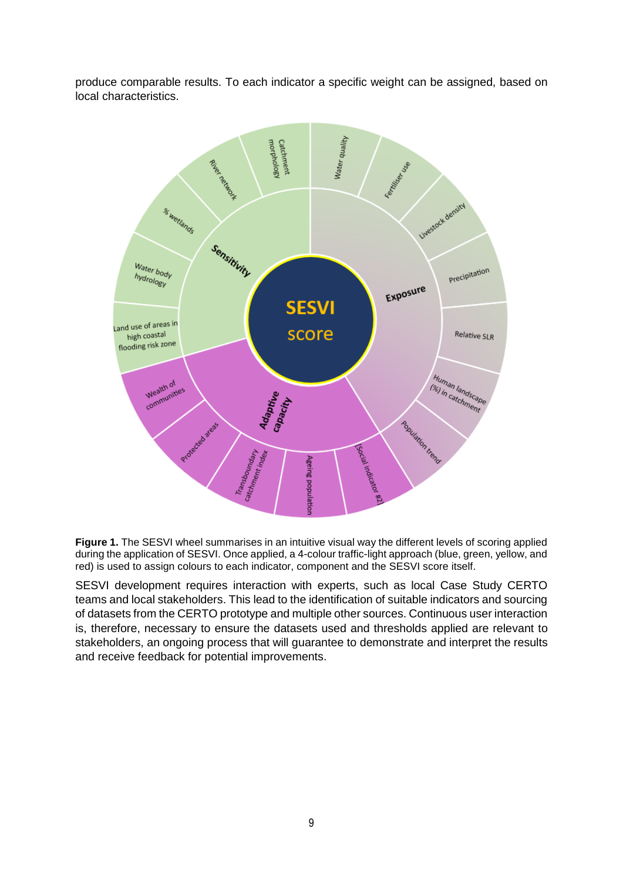produce comparable results. To each indicator a specific weight can be assigned, based on local characteristics.

**Figure 1.** The SESVI wheel summarises in an intuitive visual way the different levels of scoring applied during the application of SESVI. Once applied, a 4-colour traffic-light approach (blue, green, yellow, and red) is used to assign colours to each indicator, component and the SESVI score itself.

SESVI development requires interaction with experts, such as local Case Study CERTO teams and local stakeholders. This lead to the identification of suitable indicators and sourcing of datasets from the CERTO prototype and multiple other sources. Continuous user interaction is, therefore, necessary to ensure the datasets used and thresholds applied are relevant to stakeholders, an ongoing process that will guarantee to demonstrate and interpret the results and receive feedback for potential improvements.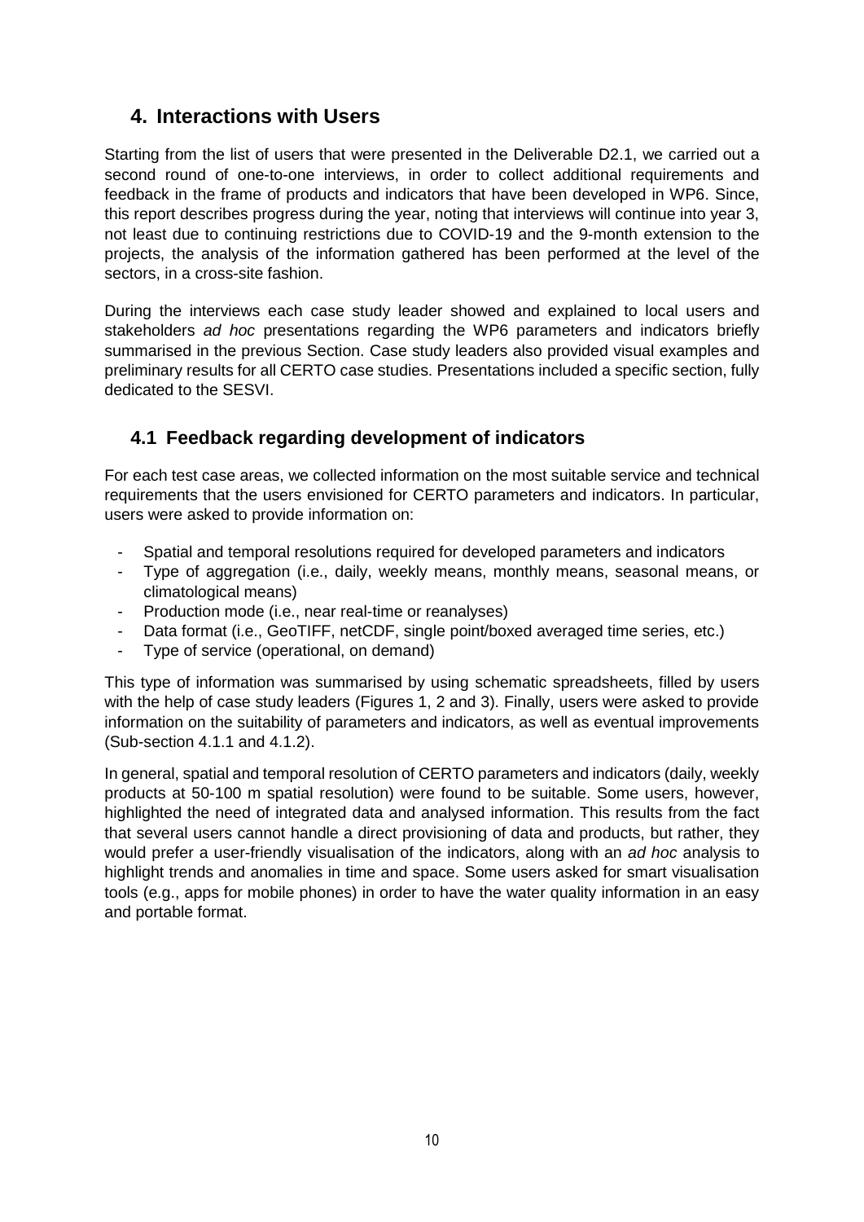## 4. Interactions with Users

Starting from the list of users that were presented in the Deliverable D2.1, we carried out a second round of one-to-one interviews, in order to collect additional requirements and feedback in the frame of products and indicators that have been developed in WP6. Since, this report describes progress during the year, noting that interviews will continue into year 3, not least due to continuing restrictions due to COVID-19 and the 9-month extension to the projects, the analysis of the information gathered has been performed at the level of the sectors, in a cross-site fashion.

During the interviews each case study leader showed and explained to local users and stakeholders *ad hoc* presentations regarding the WP6 parameters and indicators briefly summarised in the previous Section. Case study leaders also provided visual examples and preliminary results for all CERTO case studies. Presentations included a specific section, fully dedicated to the SESVI.

### 4.1 Feedback regarding development of indicators

For each test case areas, we collected information on the most suitable service and technical requirements that the users envisioned for CERTO parameters and indicators. In particular, users were asked to provide information on:

- Spatial and temporal resolutions required for developed parameters and indicators
- Type of aggregation (i.e., daily, weekly means, monthly means, seasonal means, or climatological means)
- Production mode (i.e., near real-time or reanalyses)
- Data format (i.e., GeoTIFF, netCDF, single point/boxed averaged time series, etc.)
- Type of service (operational, on demand)

This type of information was summarised by using schematic spreadsheets, filled by users with the help of case study leaders (Figures 1, 2 and 3). Finally, users were asked to provide information on the suitability of parameters and indicators, as well as eventual improvements (Sub-section 4.1.1 and 4.1.2).

In general, spatial and temporal resolution of CERTO parameters and indicators (daily, weekly products at 50-100 m spatial resolution) were found to be suitable. Some users, however, highlighted the need of integrated data and analysed information. This results from the fact that several users cannot handle a direct provisioning of data and products, but rather, they would prefer a user-friendly visualisation of the indicators, along with an *ad hoc* analysis to highlight trends and anomalies in time and space. Some users asked for smart visualisation tools (e.g., apps for mobile phones) in order to have the water quality information in an easy and portable format.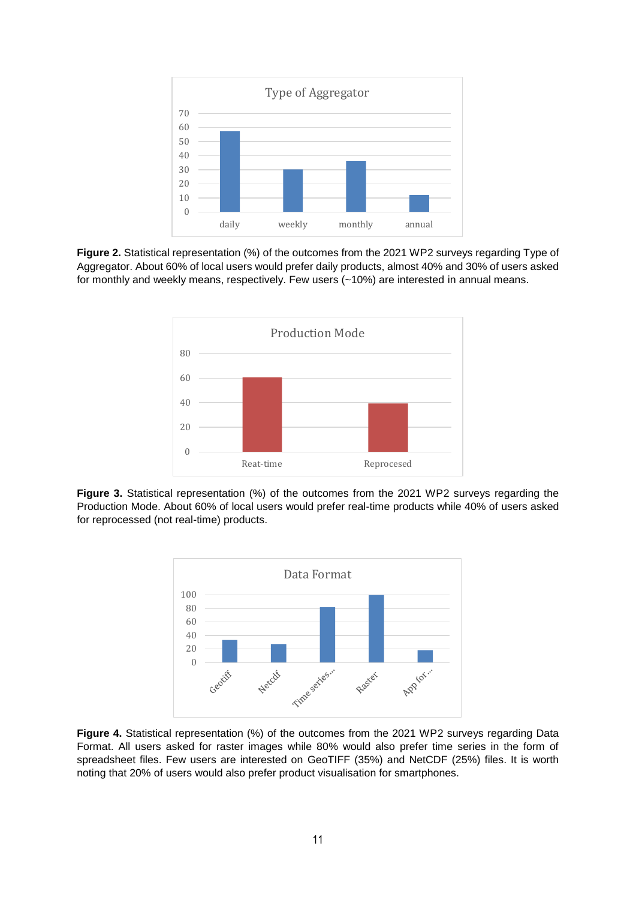**Figure 2.** Statistical representation (%) of the outcomes from the 2021 WP2 surveys regarding Type of Aggregator. About 60% of local users would prefer daily products, almost 40% and 30% of users asked for monthly and weekly means, respectively. Few users (~10%) are interested in annual means.

**Figure 3.** Statistical representation (%) of the outcomes from the 2021 WP2 surveys regarding the Production Mode. About 60% of local users would prefer real-time products while 40% of users asked for reprocessed (not real-time) products.

**Figure 4.** Statistical representation (%) of the outcomes from the 2021 WP2 surveys regarding Data Format. All users asked for raster images while 80% would also prefer time series in the form of spreadsheet files. Few users are interested on GeoTIFF (35%) and NetCDF (25%) files. It is worth noting that 20% of users would also prefer product visualisation for smartphones.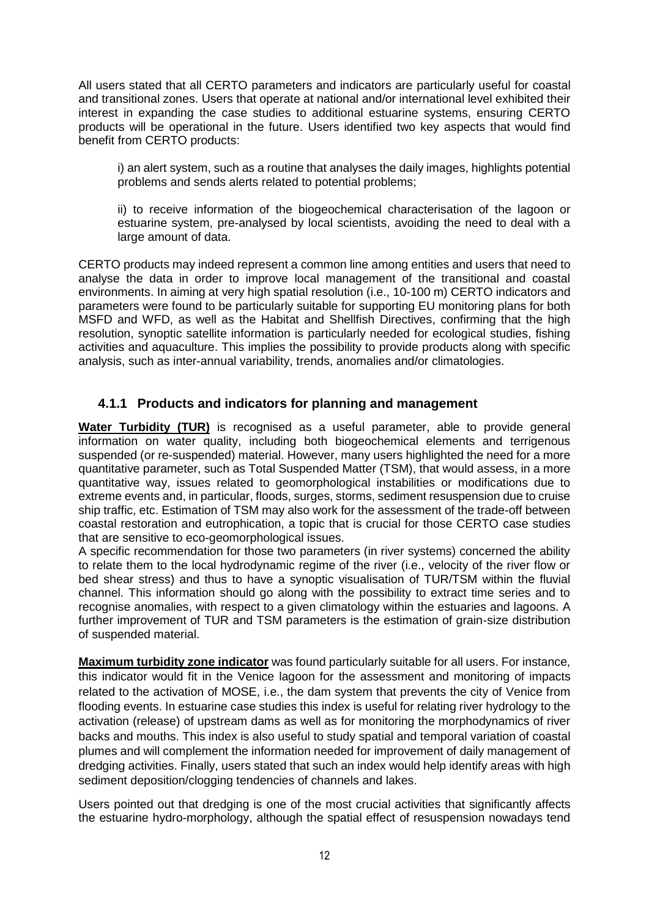All users stated that all CERTO parameters and indicators are particularly useful for coastal and transitional zones. Users that operate at national and/or international level exhibited their interest in expanding the case studies to additional estuarine systems, ensuring CERTO products will be operational in the future. Users identified two key aspects that would find benefit from CERTO products:

i) an alert system, such as a routine that analyses the daily images, highlights potential problems and sends alerts related to potential problems;

ii) to receive information of the biogeochemical characterisation of the lagoon or estuarine system, pre-analysed by local scientists, avoiding the need to deal with a large amount of data.

CERTO products may indeed represent a common line among entities and users that need to analyse the data in order to improve local management of the transitional and coastal environments. In aiming at very high spatial resolution (i.e., 10-100 m) CERTO indicators and parameters were found to be particularly suitable for supporting EU monitoring plans for both MSFD and WFD, as well as the Habitat and Shellfish Directives, confirming that the high resolution, synoptic satellite information is particularly needed for ecological studies, fishing activities and aquaculture. This implies the possibility to provide products along with specific analysis, such as inter-annual variability, trends, anomalies and/or climatologies.

### 4.1.1 Products and indicators for planning and management

**Water Turbidity (TUR)** is recognised as a useful parameter, able to provide general information on water quality, including both biogeochemical elements and terrigenous suspended (or re-suspended) material. However, many users highlighted the need for a more quantitative parameter, such as Total Suspended Matter (TSM), that would assess, in a more quantitative way, issues related to geomorphological instabilities or modifications due to extreme events and, in particular, floods, surges, storms, sediment resuspension due to cruise ship traffic, etc. Estimation of TSM may also work for the assessment of the trade-off between coastal restoration and eutrophication, a topic that is crucial for those CERTO case studies that are sensitive to eco-geomorphological issues.
A specific recommendation for those two parameters (in river systems) concerned the ability to relate them to the local hydrodynamic regime of the river (i.e., velocity of the river flow or bed shear stress) and thus to have a synoptic visualisation of TUR/TSM within the fluvial channel. This information should go along with the possibility to extract time series and to recognise anomalies, with respect to a given climatology within the estuaries and lagoons. A further improvement of TUR and TSM parameters is the estimation of grain-size distribution of suspended material.

**Maximum turbidity zone indicator** was found particularly suitable for all users. For instance, this indicator would fit in the Venice lagoon for the assessment and monitoring of impacts related to the activation of MOSE, i.e., the dam system that prevents the city of Venice from flooding events. In estuarine case studies this index is useful for relating river hydrology to the activation (release) of upstream dams as well as for monitoring the morphodynamics of river backs and mouths. This index is also useful to study spatial and temporal variation of coastal plumes and will complement the information needed for improvement of daily management of dredging activities. Finally, users stated that such an index would help identify areas with high sediment deposition/clogging tendencies of channels and lakes.

Users pointed out that dredging is one of the most crucial activities that significantly affects the estuarine hydro-morphology, although the spatial effect of resuspension nowadays tend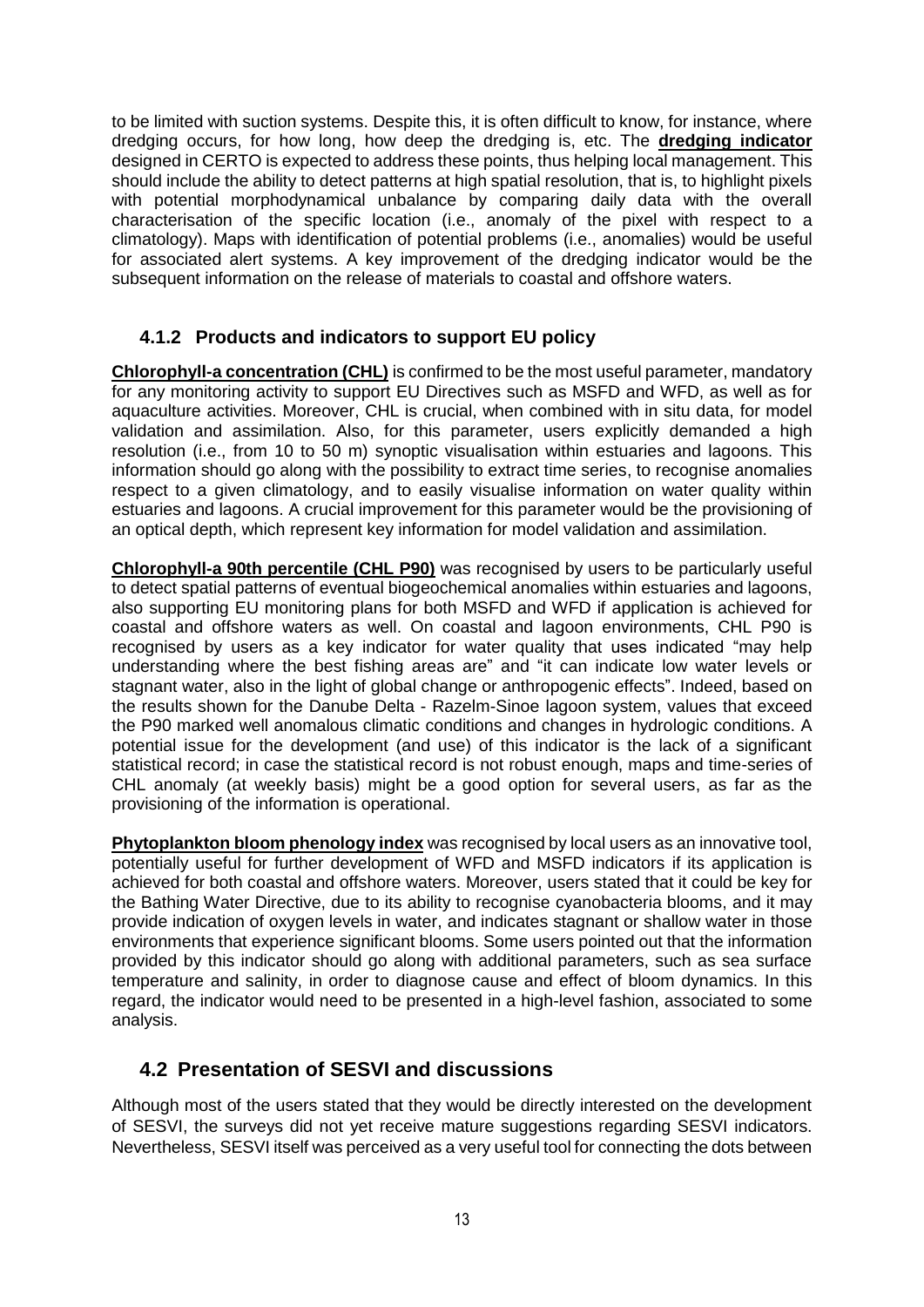to be limited with suction systems. Despite this, it is often difficult to know, for instance, where dredging occurs, for how long, how deep the dredging is, etc. The **dredging indicator** designed in CERTO is expected to address these points, thus helping local management. This should include the ability to detect patterns at high spatial resolution, that is, to highlight pixels with potential morphodynamical unbalance by comparing daily data with the overall characterisation of the specific location (i.e., anomaly of the pixel with respect to a climatology). Maps with identification of potential problems (i.e., anomalies) would be useful for associated alert systems. A key improvement of the dredging indicator would be the subsequent information on the release of materials to coastal and offshore waters.

### 4.1.2 Products and indicators to support EU policy

**Chlorophyll-a concentration (CHL)** is confirmed to be the most useful parameter, mandatory for any monitoring activity to support EU Directives such as MSFD and WFD, as well as for aquaculture activities. Moreover, CHL is crucial, when combined with in situ data, for model validation and assimilation. Also, for this parameter, users explicitly demanded a high resolution (i.e., from 10 to 50 m) synoptic visualisation within estuaries and lagoons. This information should go along with the possibility to extract time series, to recognise anomalies respect to a given climatology, and to easily visualise information on water quality within estuaries and lagoons. A crucial improvement for this parameter would be the provisioning of an optical depth, which represent key information for model validation and assimilation.

**Chlorophyll-a 90th percentile (CHL P90)** was recognised by users to be particularly useful to detect spatial patterns of eventual biogeochemical anomalies within estuaries and lagoons, also supporting EU monitoring plans for both MSFD and WFD if application is achieved for coastal and offshore waters as well. On coastal and lagoon environments, CHL P90 is recognised by users as a key indicator for water quality that uses indicated "may help understanding where the best fishing areas are" and "it can indicate low water levels or stagnant water, also in the light of global change or anthropogenic effects". Indeed, based on the results shown for the Danube Delta - Razelm-Sinoe lagoon system, values that exceed the P90 marked well anomalous climatic conditions and changes in hydrologic conditions. A potential issue for the development (and use) of this indicator is the lack of a significant statistical record; in case the statistical record is not robust enough, maps and time-series of CHL anomaly (at weekly basis) might be a good option for several users, as far as the provisioning of the information is operational.

**Phytoplankton bloom phenology index** was recognised by local users as an innovative tool, potentially useful for further development of WFD and MSFD indicators if its application is achieved for both coastal and offshore waters. Moreover, users stated that it could be key for the Bathing Water Directive, due to its ability to recognise cyanobacteria blooms, and it may provide indication of oxygen levels in water, and indicates stagnant or shallow water in those environments that experience significant blooms. Some users pointed out that the information provided by this indicator should go along with additional parameters, such as sea surface temperature and salinity, in order to diagnose cause and effect of bloom dynamics. In this regard, the indicator would need to be presented in a high-level fashion, associated to some analysis.

## 4.2 Presentation of SESVI and discussions

Although most of the users stated that they would be directly interested on the development of SESVI, the surveys did not yet receive mature suggestions regarding SESVI indicators. Nevertheless, SESVI itself was perceived as a very useful tool for connecting the dots between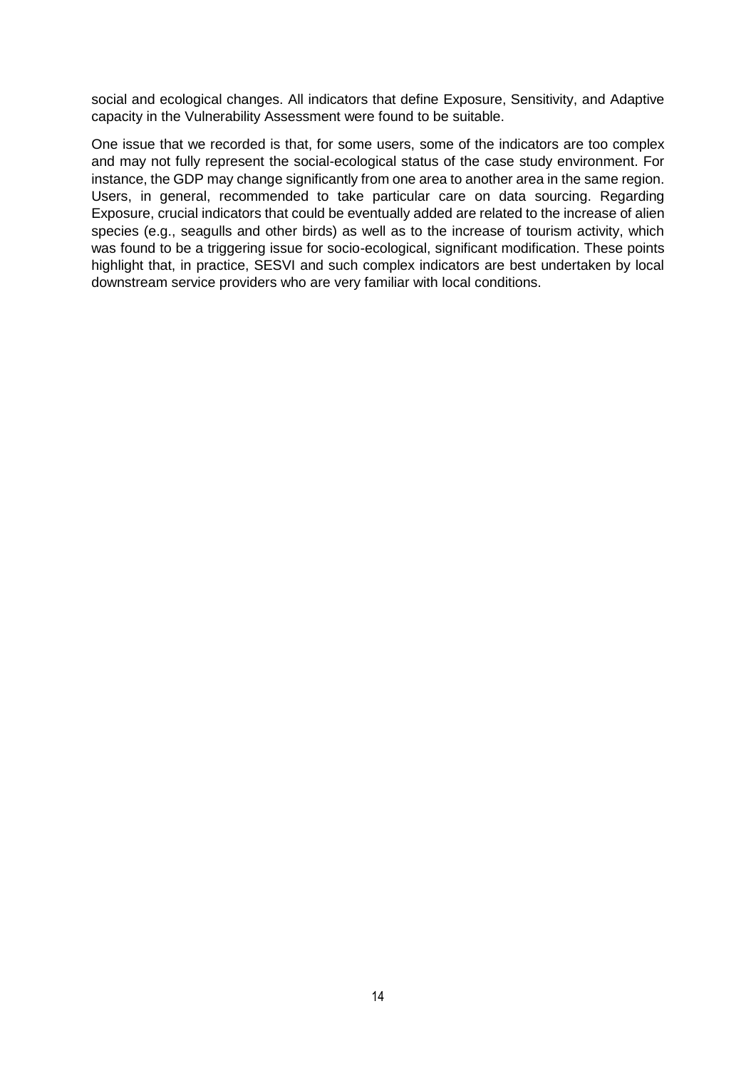social and ecological changes. All indicators that define Exposure, Sensitivity, and Adaptive capacity in the Vulnerability Assessment were found to be suitable.

One issue that we recorded is that, for some users, some of the indicators are too complex and may not fully represent the social-ecological status of the case study environment. For instance, the GDP may change significantly from one area to another area in the same region. Users, in general, recommended to take particular care on data sourcing. Regarding Exposure, crucial indicators that could be eventually added are related to the increase of alien species (e.g., seagulls and other birds) as well as to the increase of tourism activity, which was found to be a triggering issue for socio-ecological, significant modification. These points highlight that, in practice, SESVI and such complex indicators are best undertaken by local downstream service providers who are very familiar with local conditions.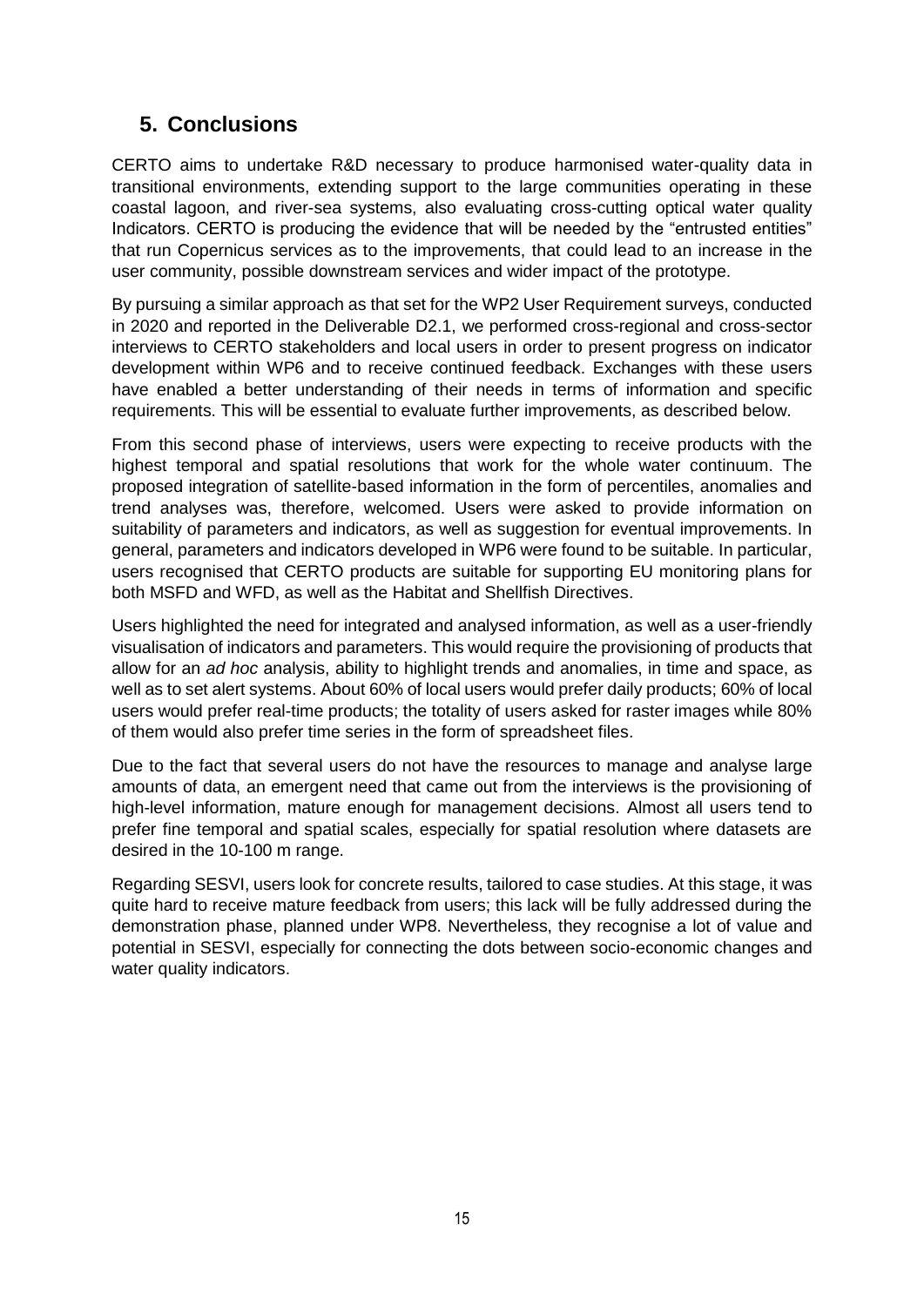## 5. Conclusions

CERTO aims to undertake R&D necessary to produce harmonised water-quality data in transitional environments, extending support to the large communities operating in these coastal lagoon, and river-sea systems, also evaluating cross-cutting optical water quality Indicators. CERTO is producing the evidence that will be needed by the "entrusted entities" that run Copernicus services as to the improvements, that could lead to an increase in the user community, possible downstream services and wider impact of the prototype.

By pursuing a similar approach as that set for the WP2 User Requirement surveys, conducted in 2020 and reported in the Deliverable D2.1, we performed cross-regional and cross-sector interviews to CERTO stakeholders and local users in order to present progress on indicator development within WP6 and to receive continued feedback. Exchanges with these users have enabled a better understanding of their needs in terms of information and specific requirements. This will be essential to evaluate further improvements, as described below.

From this second phase of interviews, users were expecting to receive products with the highest temporal and spatial resolutions that work for the whole water continuum. The proposed integration of satellite-based information in the form of percentiles, anomalies and trend analyses was, therefore, welcomed. Users were asked to provide information on suitability of parameters and indicators, as well as suggestion for eventual improvements. In general, parameters and indicators developed in WP6 were found to be suitable. In particular, users recognised that CERTO products are suitable for supporting EU monitoring plans for both MSFD and WFD, as well as the Habitat and Shellfish Directives.

Users highlighted the need for integrated and analysed information, as well as a user-friendly visualisation of indicators and parameters. This would require the provisioning of products that allow for an *ad hoc* analysis, ability to highlight trends and anomalies, in time and space, as well as to set alert systems. About 60% of local users would prefer daily products; 60% of local users would prefer real-time products; the totality of users asked for raster images while 80% of them would also prefer time series in the form of spreadsheet files.

Due to the fact that several users do not have the resources to manage and analyse large amounts of data, an emergent need that came out from the interviews is the provisioning of high-level information, mature enough for management decisions. Almost all users tend to prefer fine temporal and spatial scales, especially for spatial resolution where datasets are desired in the 10-100 m range.

Regarding SESVI, users look for concrete results, tailored to case studies. At this stage, it was quite hard to receive mature feedback from users; this lack will be fully addressed during the demonstration phase, planned under WP8. Nevertheless, they recognise a lot of value and potential in SESVI, especially for connecting the dots between socio-economic changes and water quality indicators.